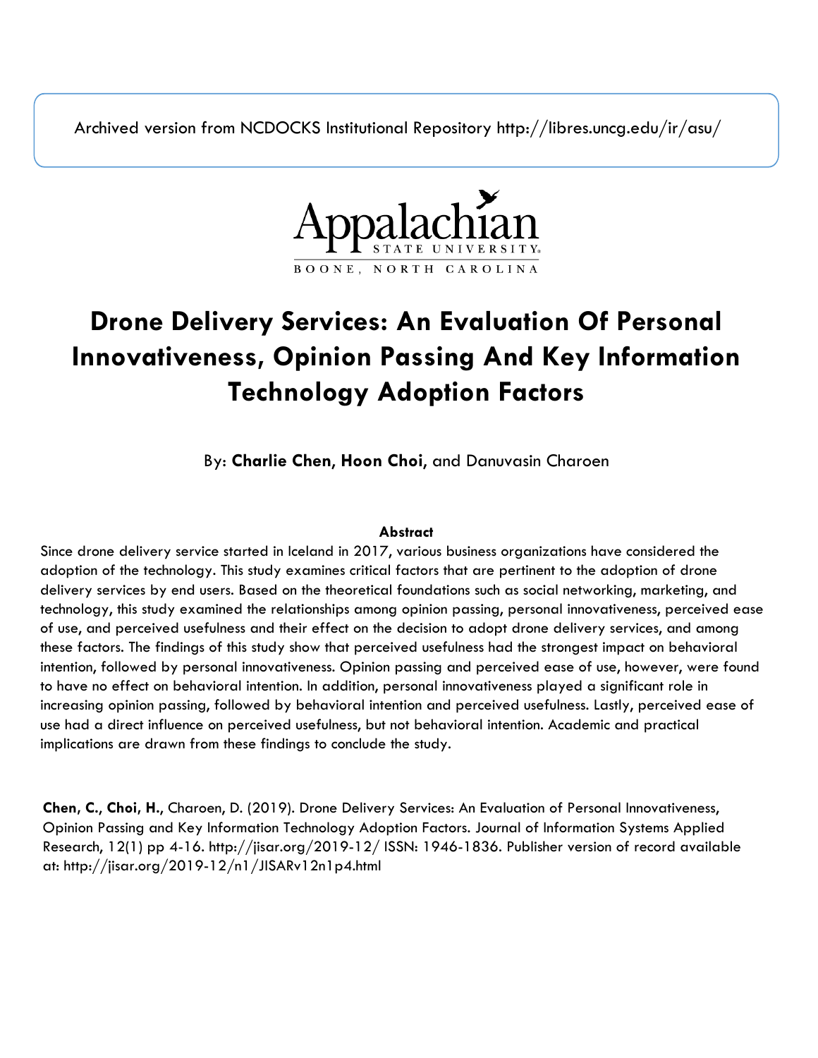Archived version from NCDOCKS Institutional Repository http://libres.uncg.edu/ir/asu/

Appalachian State University
BOONE, NORTH CAROLINA

# Drone Delivery Services: An Evaluation Of Personal Innovativeness, Opinion Passing And Key Information Technology Adoption Factors

By: **Charlie Chen, Hoon Choi,** and Danuvasin Charoen

### Abstract

Since drone delivery service started in Iceland in 2017, various business organizations have considered the adoption of the technology. This study examines critical factors that are pertinent to the adoption of drone delivery services by end users. Based on the theoretical foundations such as social networking, marketing, and technology, this study examined the relationships among opinion passing, personal innovativeness, perceived ease of use, and perceived usefulness and their effect on the decision to adopt drone delivery services, and among these factors. The findings of this study show that perceived usefulness had the strongest impact on behavioral intention, followed by personal innovativeness. Opinion passing and perceived ease of use, however, were found to have no effect on behavioral intention. In addition, personal innovativeness played a significant role in increasing opinion passing, followed by behavioral intention and perceived usefulness. Lastly, perceived ease of use had a direct influence on perceived usefulness, but not behavioral intention. Academic and practical implications are drawn from these findings to conclude the study.

**Chen, C.**, **Choi, H.**, Charoen, D. (2019). Drone Delivery Services: An Evaluation of Personal Innovativeness, Opinion Passing and Key Information Technology Adoption Factors. Journal of Information Systems Applied Research, 12(1) pp 4-16. http://jisar.org/2019-12/ ISSN: 1946-1836. Publisher version of record available at: http://jisar.org/2019-12/n1/JISARv12n1p4.html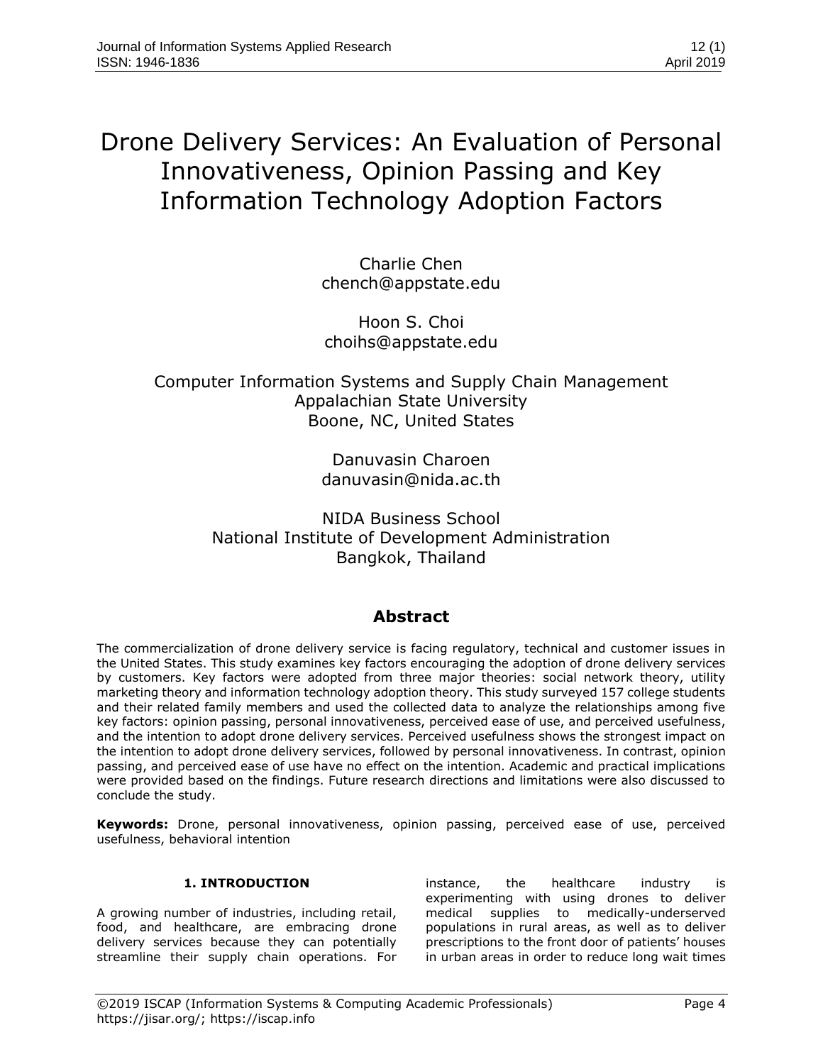# Drone Delivery Services: An Evaluation of Personal Innovativeness, Opinion Passing and Key Information Technology Adoption Factors

Charlie Chen
chench@appstate.edu

Hoon S. Choi
choihs@appstate.edu

Computer Information Systems and Supply Chain Management
Appalachian State University
Boone, NC, United States

Danuvasin Charoen
danuvasin@nida.ac.th

NIDA Business School
National Institute of Development Administration
Bangkok, Thailand

## Abstract

The commercialization of drone delivery service is facing regulatory, technical and customer issues in the United States. This study examines key factors encouraging the adoption of drone delivery services by customers. Key factors were adopted from three major theories: social network theory, utility marketing theory and information technology adoption theory. This study surveyed 157 college students and their related family members and used the collected data to analyze the relationships among five key factors: opinion passing, personal innovativeness, perceived ease of use, and perceived usefulness, and the intention to adopt drone delivery services. Perceived usefulness shows the strongest impact on the intention to adopt drone delivery services, followed by personal innovativeness. In contrast, opinion passing, and perceived ease of use have no effect on the intention. Academic and practical implications were provided based on the findings. Future research directions and limitations were also discussed to conclude the study.

**Keywords:** Drone, personal innovativeness, opinion passing, perceived ease of use, perceived usefulness, behavioral intention

## 1. INTRODUCTION

A growing number of industries, including retail, food, and healthcare, are embracing drone delivery services because they can potentially streamline their supply chain operations. For instance, the healthcare industry is experimenting with using drones to deliver medical supplies to medically-underserved populations in rural areas, as well as to deliver prescriptions to the front door of patients' houses in urban areas in order to reduce long wait times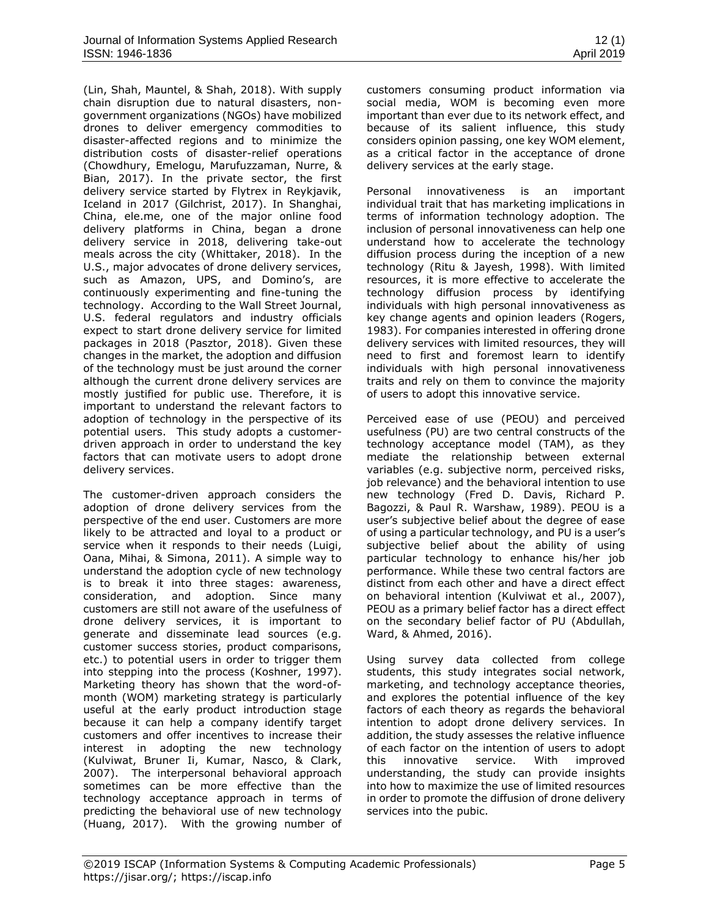(Lin, Shah, Mauntel, & Shah, 2018). With supply chain disruption due to natural disasters, non-government organizations (NGOs) have mobilized drones to deliver emergency commodities to disaster-affected regions and to minimize the distribution costs of disaster-relief operations (Chowdhury, Emelogu, Marufuzzaman, Nurre, & Bian, 2017). In the private sector, the first delivery service started by Flytrex in Reykjavik, Iceland in 2017 (Gilchrist, 2017). In Shanghai, China, ele.me, one of the major online food delivery platforms in China, began a drone delivery service in 2018, delivering take-out meals across the city (Whittaker, 2018). In the U.S., major advocates of drone delivery services, such as Amazon, UPS, and Domino's, are continuously experimenting and fine-tuning the technology. According to the Wall Street Journal, U.S. federal regulators and industry officials expect to start drone delivery service for limited packages in 2018 (Pasztor, 2018). Given these changes in the market, the adoption and diffusion of the technology must be just around the corner although the current drone delivery services are mostly justified for public use. Therefore, it is important to understand the relevant factors to adoption of technology in the perspective of its potential users. This study adopts a customer-driven approach in order to understand the key factors that can motivate users to adopt drone delivery services.

The customer-driven approach considers the adoption of drone delivery services from the perspective of the end user. Customers are more likely to be attracted and loyal to a product or service when it responds to their needs (Luigi, Oana, Mihai, & Simona, 2011). A simple way to understand the adoption cycle of new technology is to break it into three stages: awareness, consideration, and adoption. Since many customers are still not aware of the usefulness of drone delivery services, it is important to generate and disseminate lead sources (e.g. customer success stories, product comparisons, etc.) to potential users in order to trigger them into stepping into the process (Koshner, 1997). Marketing theory has shown that the word-of-month (WOM) marketing strategy is particularly useful at the early product introduction stage because it can help a company identify target customers and offer incentives to increase their interest in adopting the new technology (Kulviwat, Bruner Ii, Kumar, Nasco, & Clark, 2007). The interpersonal behavioral approach sometimes can be more effective than the technology acceptance approach in terms of predicting the behavioral use of new technology (Huang, 2017). With the growing number of customers consuming product information via social media, WOM is becoming even more important than ever due to its network effect, and because of its salient influence, this study considers opinion passing, one key WOM element, as a critical factor in the acceptance of drone delivery services at the early stage.

Personal innovativeness is an important individual trait that has marketing implications in terms of information technology adoption. The inclusion of personal innovativeness can help one understand how to accelerate the technology diffusion process during the inception of a new technology (Ritu & Jayesh, 1998). With limited resources, it is more effective to accelerate the technology diffusion process by identifying individuals with high personal innovativeness as key change agents and opinion leaders (Rogers, 1983). For companies interested in offering drone delivery services with limited resources, they will need to first and foremost learn to identify individuals with high personal innovativeness traits and rely on them to convince the majority of users to adopt this innovative service.

Perceived ease of use (PEOU) and perceived usefulness (PU) are two central constructs of the technology acceptance model (TAM), as they mediate the relationship between external variables (e.g. subjective norm, perceived risks, job relevance) and the behavioral intention to use new technology (Fred D. Davis, Richard P. Bagozzi, & Paul R. Warshaw, 1989). PEOU is a user's subjective belief about the degree of ease of using a particular technology, and PU is a user's subjective belief about the ability of using particular technology to enhance his/her job performance. While these two central factors are distinct from each other and have a direct effect on behavioral intention (Kulviwat et al., 2007), PEOU as a primary belief factor has a direct effect on the secondary belief factor of PU (Abdullah, Ward, & Ahmed, 2016).

Using survey data collected from college students, this study integrates social network, marketing, and technology acceptance theories, and explores the potential influence of the key factors of each theory as regards the behavioral intention to adopt drone delivery services. In addition, the study assesses the relative influence of each factor on the intention of users to adopt this innovative service. With improved understanding, the study can provide insights into how to maximize the use of limited resources in order to promote the diffusion of drone delivery services into the pubic.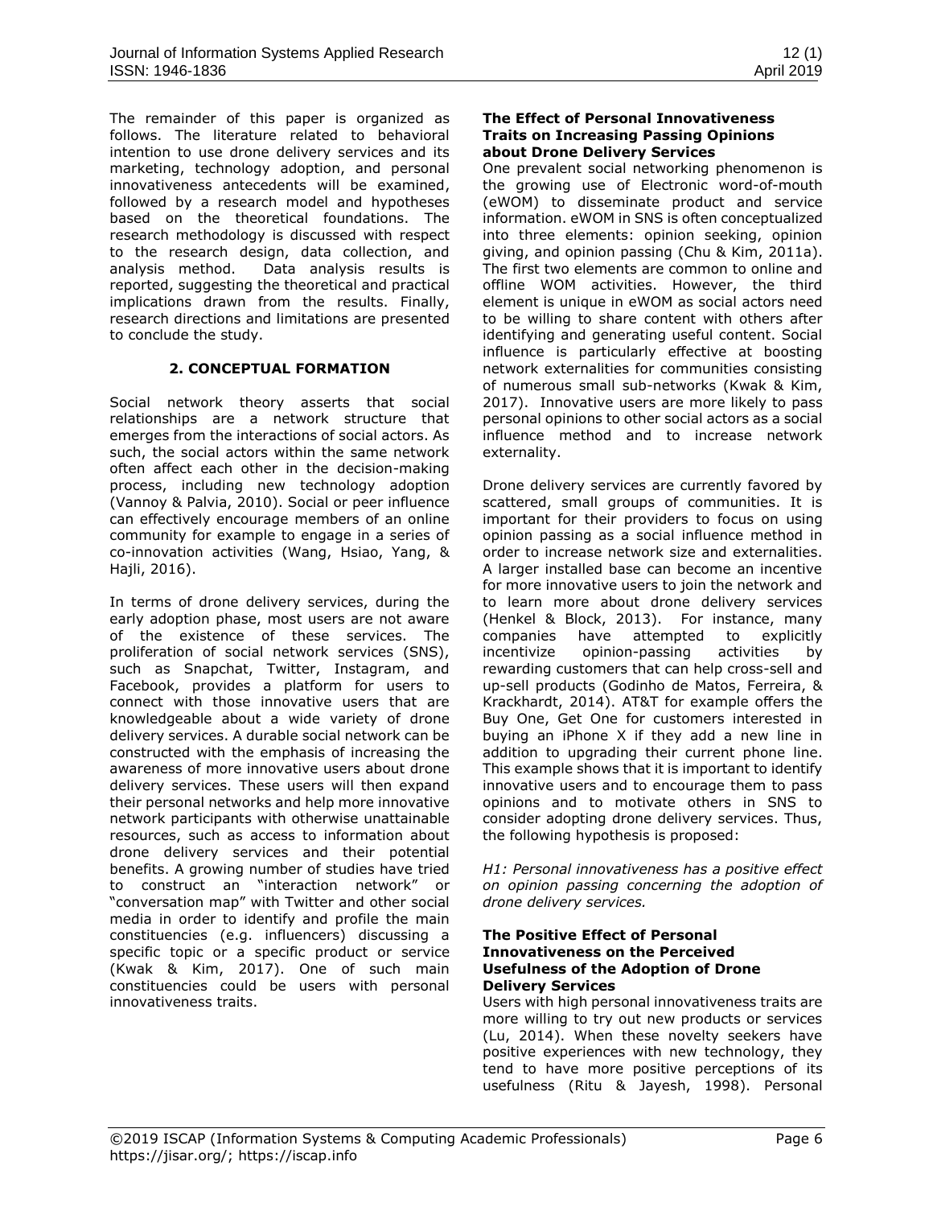The remainder of this paper is organized as follows. The literature related to behavioral intention to use drone delivery services and its marketing, technology adoption, and personal innovativeness antecedents will be examined, followed by a research model and hypotheses based on the theoretical foundations. The research methodology is discussed with respect to the research design, data collection, and analysis method. Data analysis results is reported, suggesting the theoretical and practical implications drawn from the results. Finally, research directions and limitations are presented to conclude the study.

## 2. CONCEPTUAL FORMATION

Social network theory asserts that social relationships are a network structure that emerges from the interactions of social actors. As such, the social actors within the same network often affect each other in the decision-making process, including new technology adoption (Vannoy & Palvia, 2010). Social or peer influence can effectively encourage members of an online community for example to engage in a series of co-innovation activities (Wang, Hsiao, Yang, & Hajli, 2016).

In terms of drone delivery services, during the early adoption phase, most users are not aware of the existence of these services. The proliferation of social network services (SNS), such as Snapchat, Twitter, Instagram, and Facebook, provides a platform for users to connect with those innovative users that are knowledgeable about a wide variety of drone delivery services. A durable social network can be constructed with the emphasis of increasing the awareness of more innovative users about drone delivery services. These users will then expand their personal networks and help more innovative network participants with otherwise unattainable resources, such as access to information about drone delivery services and their potential benefits. A growing number of studies have tried to construct an "interaction network" or "conversation map" with Twitter and other social media in order to identify and profile the main constituencies (e.g. influencers) discussing a specific topic or a specific product or service (Kwak & Kim, 2017). One of such main constituencies could be users with personal innovativeness traits.

### The Effect of Personal Innovativeness Traits on Increasing Passing Opinions about Drone Delivery Services

One prevalent social networking phenomenon is the growing use of Electronic word-of-mouth (eWOM) to disseminate product and service information. eWOM in SNS is often conceptualized into three elements: opinion seeking, opinion giving, and opinion passing (Chu & Kim, 2011a). The first two elements are common to online and offline WOM activities. However, the third element is unique in eWOM as social actors need to be willing to share content with others after identifying and generating useful content. Social influence is particularly effective at boosting network externalities for communities consisting of numerous small sub-networks (Kwak & Kim, 2017). Innovative users are more likely to pass personal opinions to other social actors as a social influence method and to increase network externality.

Drone delivery services are currently favored by scattered, small groups of communities. It is important for their providers to focus on using opinion passing as a social influence method in order to increase network size and externalities. A larger installed base can become an incentive for more innovative users to join the network and to learn more about drone delivery services (Henkel & Block, 2013). For instance, many companies have attempted to explicitly incentivize opinion-passing activities by rewarding customers that can help cross-sell and up-sell products (Godinho de Matos, Ferreira, & Krackhardt, 2014). AT&T for example offers the Buy One, Get One for customers interested in buying an iPhone X if they add a new line in addition to upgrading their current phone line. This example shows that it is important to identify innovative users and to encourage them to pass opinions and to motivate others in SNS to consider adopting drone delivery services. Thus, the following hypothesis is proposed:

*H1: Personal innovativeness has a positive effect on opinion passing concerning the adoption of drone delivery services.*

### The Positive Effect of Personal Innovativeness on the Perceived Usefulness of the Adoption of Drone Delivery Services

Users with high personal innovativeness traits are more willing to try out new products or services (Lu, 2014). When these novelty seekers have positive experiences with new technology, they tend to have more positive perceptions of its usefulness (Ritu & Jayesh, 1998). Personal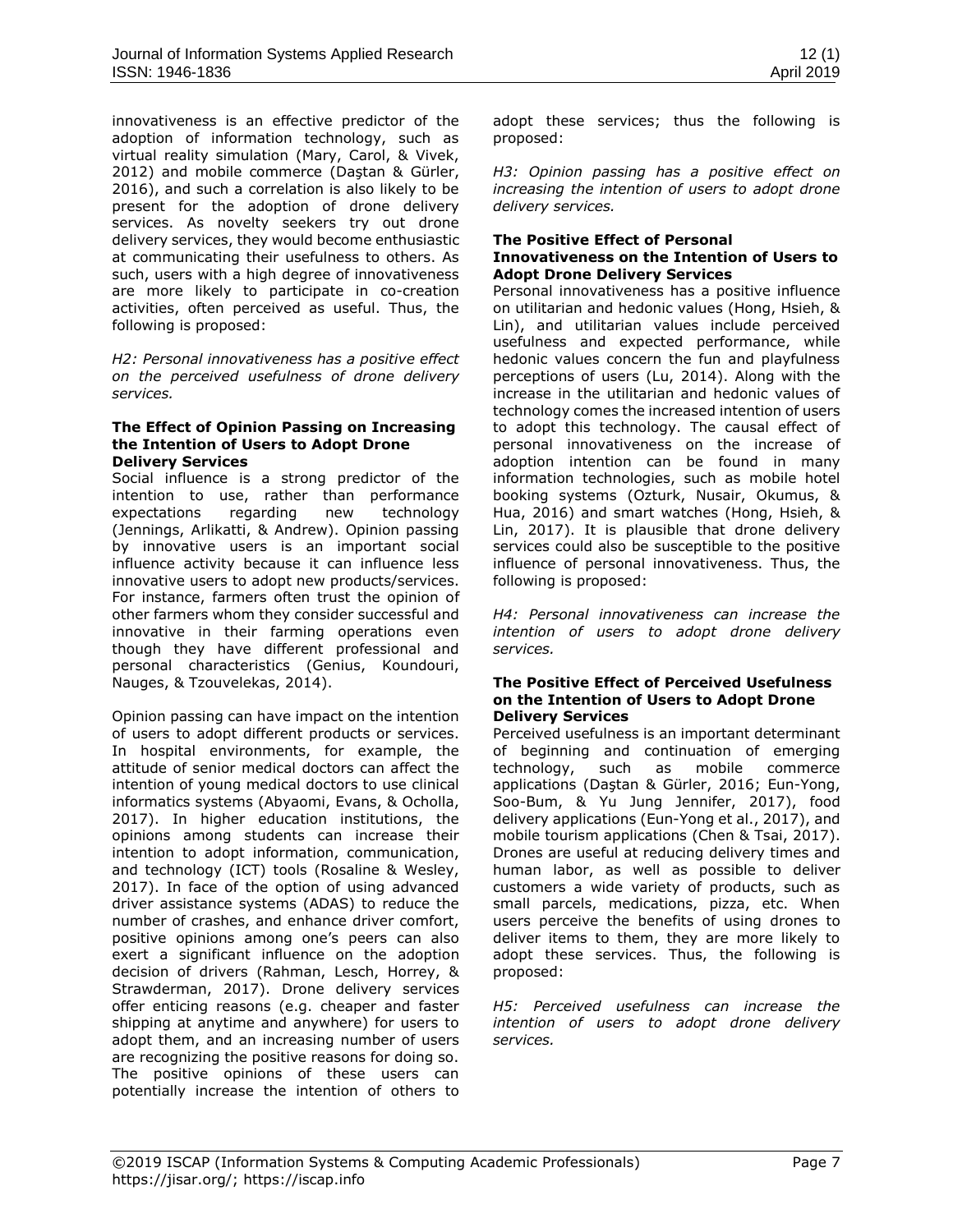innovativeness is an effective predictor of the adoption of information technology, such as virtual reality simulation (Mary, Carol, & Vivek, 2012) and mobile commerce (Daştan & Gürler, 2016), and such a correlation is also likely to be present for the adoption of drone delivery services. As novelty seekers try out drone delivery services, they would become enthusiastic at communicating their usefulness to others. As such, users with a high degree of innovativeness are more likely to participate in co-creation activities, often perceived as useful. Thus, the following is proposed:

*H2: Personal innovativeness has a positive effect on the perceived usefulness of drone delivery services.*

**The Effect of Opinion Passing on Increasing the Intention of Users to Adopt Drone Delivery Services**

Social influence is a strong predictor of the intention to use, rather than performance expectations regarding new technology (Jennings, Arlikatti, & Andrew). Opinion passing by innovative users is an important social influence activity because it can influence less innovative users to adopt new products/services. For instance, farmers often trust the opinion of other farmers whom they consider successful and innovative in their farming operations even though they have different professional and personal characteristics (Genius, Koundouri, Nauges, & Tzouvelekas, 2014).

Opinion passing can have impact on the intention of users to adopt different products or services. In hospital environments, for example, the attitude of senior medical doctors can affect the intention of young medical doctors to use clinical informatics systems (Abyaomi, Evans, & Ocholla, 2017). In higher education institutions, the opinions among students can increase their intention to adopt information, communication, and technology (ICT) tools (Rosaline & Wesley, 2017). In face of the option of using advanced driver assistance systems (ADAS) to reduce the number of crashes, and enhance driver comfort, positive opinions among one's peers can also exert a significant influence on the adoption decision of drivers (Rahman, Lesch, Horrey, & Strawderman, 2017). Drone delivery services offer enticing reasons (e.g. cheaper and faster shipping at anytime and anywhere) for users to adopt them, and an increasing number of users are recognizing the positive reasons for doing so. The positive opinions of these users can potentially increase the intention of others to adopt these services; thus the following is proposed:

*H3: Opinion passing has a positive effect on increasing the intention of users to adopt drone delivery services.*

**The Positive Effect of Personal Innovativeness on the Intention of Users to Adopt Drone Delivery Services**

Personal innovativeness has a positive influence on utilitarian and hedonic values (Hong, Hsieh, & Lin), and utilitarian values include perceived usefulness and expected performance, while hedonic values concern the fun and playfulness perceptions of users (Lu, 2014). Along with the increase in the utilitarian and hedonic values of technology comes the increased intention of users to adopt this technology. The causal effect of personal innovativeness on the increase of adoption intention can be found in many information technologies, such as mobile hotel booking systems (Ozturk, Nusair, Okumus, & Hua, 2016) and smart watches (Hong, Hsieh, & Lin, 2017). It is plausible that drone delivery services could also be susceptible to the positive influence of personal innovativeness. Thus, the following is proposed:

*H4: Personal innovativeness can increase the intention of users to adopt drone delivery services.*

**The Positive Effect of Perceived Usefulness on the Intention of Users to Adopt Drone Delivery Services**

Perceived usefulness is an important determinant of beginning and continuation of emerging technology, such as mobile commerce applications (Daştan & Gürler, 2016; Eun-Yong, Soo-Bum, & Yu Jung Jennifer, 2017), food delivery applications (Eun-Yong et al., 2017), and mobile tourism applications (Chen & Tsai, 2017). Drones are useful at reducing delivery times and human labor, as well as possible to deliver customers a wide variety of products, such as small parcels, medications, pizza, etc. When users perceive the benefits of using drones to deliver items to them, they are more likely to adopt these services. Thus, the following is proposed:

*H5: Perceived usefulness can increase the intention of users to adopt drone delivery services.*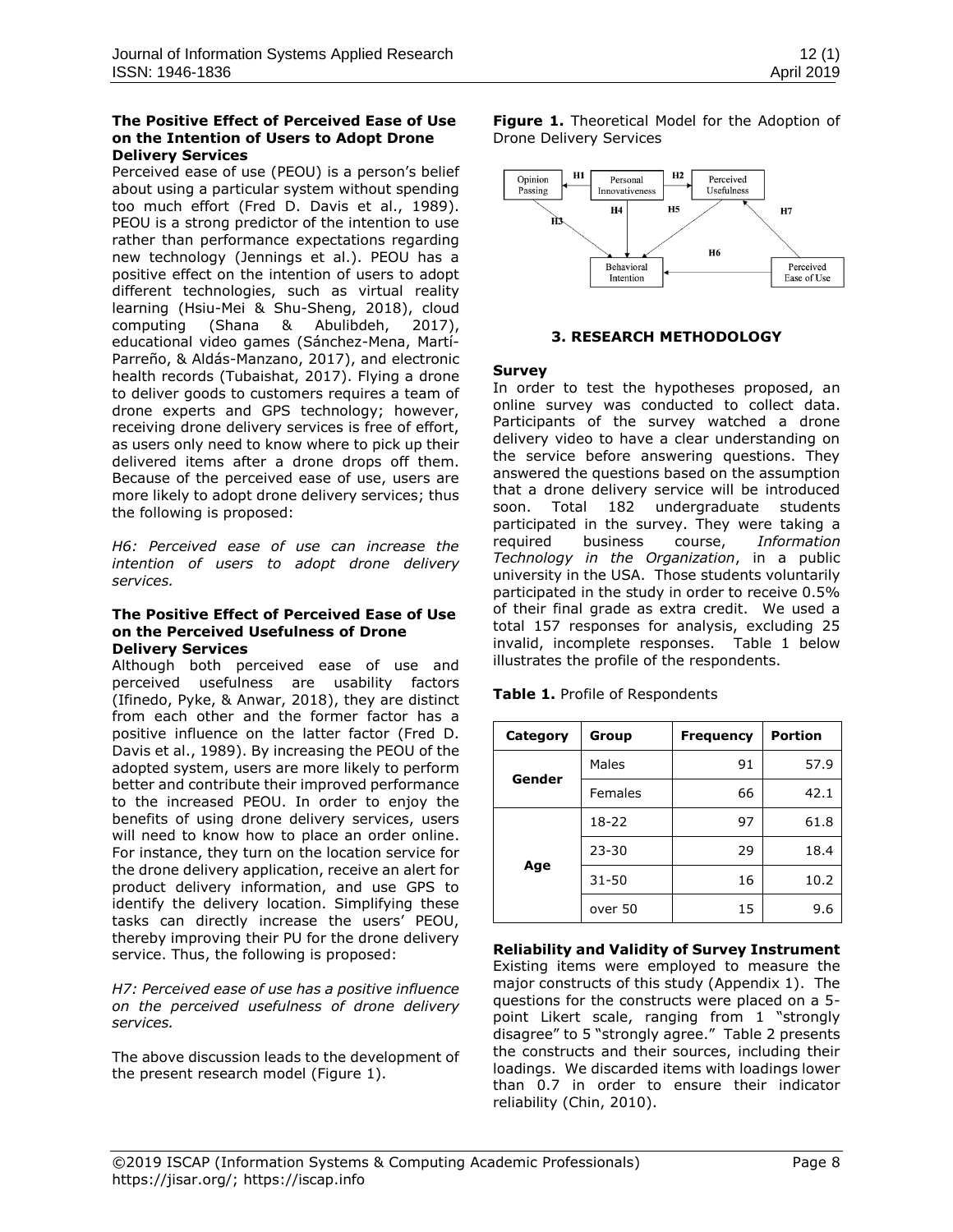### The Positive Effect of Perceived Ease of Use on the Intention of Users to Adopt Drone Delivery Services

Perceived ease of use (PEOU) is a person's belief about using a particular system without spending too much effort (Fred D. Davis et al., 1989). PEOU is a strong predictor of the intention to use rather than performance expectations regarding new technology (Jennings et al.). PEOU has a positive effect on the intention of users to adopt different technologies, such as virtual reality learning (Hsiu-Mei & Shu-Sheng, 2018), cloud computing (Shana & Abulibdeh, 2017), educational video games (Sánchez-Mena, Martí-Parreño, & Aldás-Manzano, 2017), and electronic health records (Tubaishat, 2017). Flying a drone to deliver goods to customers requires a team of drone experts and GPS technology; however, receiving drone delivery services is free of effort, as users only need to know where to pick up their delivered items after a drone drops off them. Because of the perceived ease of use, users are more likely to adopt drone delivery services; thus the following is proposed:

*H6: Perceived ease of use can increase the intention of users to adopt drone delivery services.*

### The Positive Effect of Perceived Ease of Use on the Perceived Usefulness of Drone Delivery Services

Although both perceived ease of use and perceived usefulness are usability factors (Ifinedo, Pyke, & Anwar, 2018), they are distinct from each other and the former factor has a positive influence on the latter factor (Fred D. Davis et al., 1989). By increasing the PEOU of the adopted system, users are more likely to perform better and contribute their improved performance to the increased PEOU. In order to enjoy the benefits of using drone delivery services, users will need to know how to place an order online. For instance, they turn on the location service for the drone delivery application, receive an alert for product delivery information, and use GPS to identify the delivery location. Simplifying these tasks can directly increase the users' PEOU, thereby improving their PU for the drone delivery service. Thus, the following is proposed:

*H7: Perceived ease of use has a positive influence on the perceived usefulness of drone delivery services.*

The above discussion leads to the development of the present research model (Figure 1).

**Figure 1.** Theoretical Model for the Adoption of Drone Delivery Services

## 3. RESEARCH METHODOLOGY

### Survey

In order to test the hypotheses proposed, an online survey was conducted to collect data. Participants of the survey watched a drone delivery video to have a clear understanding on the service before answering questions. They answered the questions based on the assumption that a drone delivery service will be introduced soon. Total 182 undergraduate students participated in the survey. They were taking a required business course, *Information Technology in the Organization*, in a public university in the USA. Those students voluntarily participated in the study in order to receive 0.5% of their final grade as extra credit. We used a total 157 responses for analysis, excluding 25 invalid, incomplete responses. Table 1 below illustrates the profile of the respondents.

**Table 1.** Profile of Respondents

| Category | Group | Frequency | Portion |
|---|---|---|---|
| Gender | Males | 91 | 57.9 |
| | Females | 66 | 42.1 |
| Age | 18-22 | 97 | 61.8 |
| | 23-30 | 29 | 18.4 |
| | 31-50 | 16 | 10.2 |
| | over 50 | 15 | 9.6 |

### Reliability and Validity of Survey Instrument

Existing items were employed to measure the major constructs of this study (Appendix 1). The questions for the constructs were placed on a 5-point Likert scale, ranging from 1 "strongly disagree" to 5 "strongly agree." Table 2 presents the constructs and their sources, including their loadings. We discarded items with loadings lower than 0.7 in order to ensure their indicator reliability (Chin, 2010).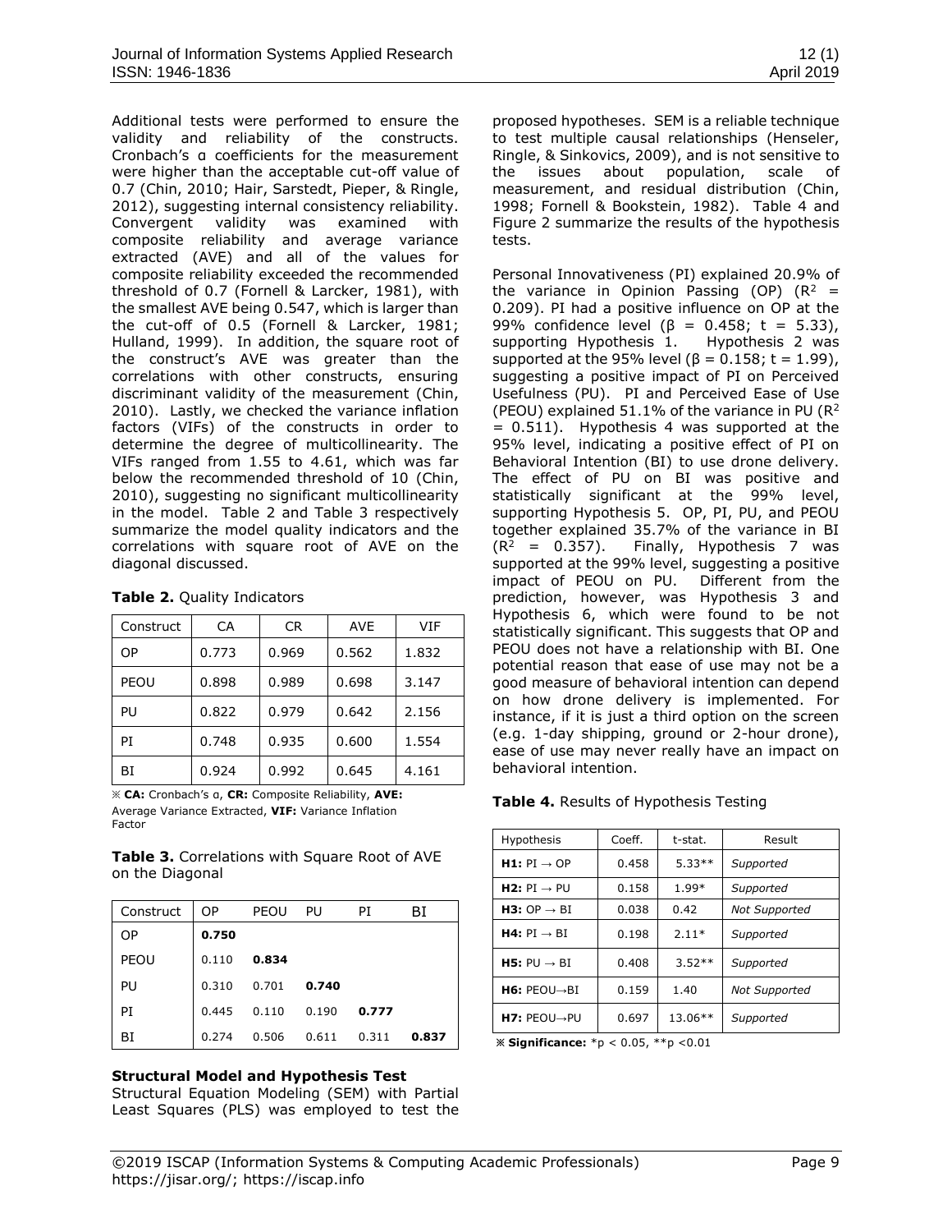Additional tests were performed to ensure the validity and reliability of the constructs. Cronbach's ɑ coefficients for the measurement were higher than the acceptable cut-off value of 0.7 (Chin, 2010; Hair, Sarstedt, Pieper, & Ringle, 2012), suggesting internal consistency reliability. Convergent validity was examined with composite reliability and average variance extracted (AVE) and all of the values for composite reliability exceeded the recommended threshold of 0.7 (Fornell & Larcker, 1981), with the smallest AVE being 0.547, which is larger than the cut-off of 0.5 (Fornell & Larcker, 1981; Hulland, 1999). In addition, the square root of the construct's AVE was greater than the correlations with other constructs, ensuring discriminant validity of the measurement (Chin, 2010). Lastly, we checked the variance inflation factors (VIFs) of the constructs in order to determine the degree of multicollinearity. The VIFs ranged from 1.55 to 4.61, which was far below the recommended threshold of 10 (Chin, 2010), suggesting no significant multicollinearity in the model. Table 2 and Table 3 respectively summarize the model quality indicators and the correlations with square root of AVE on the diagonal discussed.

**Table 2.** Quality Indicators

| Construct | CA | CR | AVE | VIF |
|---|---|---|---|---|
| OP | 0.773 | 0.969 | 0.562 | 1.832 |
| PEOU | 0.898 | 0.989 | 0.698 | 3.147 |
| PU | 0.822 | 0.979 | 0.642 | 2.156 |
| PI | 0.748 | 0.935 | 0.600 | 1.554 |
| BI | 0.924 | 0.992 | 0.645 | 4.161 |

※ **CA:** Cronbach's ɑ, **CR:** Composite Reliability, **AVE:** Average Variance Extracted, **VIF:** Variance Inflation Factor

**Table 3.** Correlations with Square Root of AVE on the Diagonal

| Construct | OP | PEOU | PU | PI | BI |
|---|---|---|---|---|---|
| OP | **0.750** | | | | |
| PEOU | 0.110 | **0.834** | | | |
| PU | 0.310 | 0.701 | **0.740** | | |
| PI | 0.445 | 0.110 | 0.190 | **0.777** | |
| BI | 0.274 | 0.506 | 0.611 | 0.311 | **0.837** |

### Structural Model and Hypothesis Test

Structural Equation Modeling (SEM) with Partial Least Squares (PLS) was employed to test the proposed hypotheses. SEM is a reliable technique to test multiple causal relationships (Henseler, Ringle, & Sinkovics, 2009), and is not sensitive to the issues about population, scale of measurement, and residual distribution (Chin, 1998; Fornell & Bookstein, 1982). Table 4 and Figure 2 summarize the results of the hypothesis tests.

Personal Innovativeness (PI) explained 20.9% of the variance in Opinion Passing (OP) ($R^2$ = 0.209). PI had a positive influence on OP at the 99% confidence level (β = 0.458; t = 5.33), supporting Hypothesis 1. Hypothesis 2 was supported at the 95% level (β = 0.158; t = 1.99), suggesting a positive impact of PI on Perceived Usefulness (PU). PI and Perceived Ease of Use (PEOU) explained 51.1% of the variance in PU ($R^2$ = 0.511). Hypothesis 4 was supported at the 95% level, indicating a positive effect of PI on Behavioral Intention (BI) to use drone delivery. The effect of PU on BI was positive and statistically significant at the 99% level, supporting Hypothesis 5. OP, PI, PU, and PEOU together explained 35.7% of the variance in BI ($R^2$ = 0.357). Finally, Hypothesis 7 was supported at the 99% level, suggesting a positive impact of PEOU on PU. Different from the prediction, however, was Hypothesis 3 and Hypothesis 6, which were found to be not statistically significant. This suggests that OP and PEOU does not have a relationship with BI. One potential reason that ease of use may not be a good measure of behavioral intention can depend on how drone delivery is implemented. For instance, if it is just a third option on the screen (e.g. 1-day shipping, ground or 2-hour drone), ease of use may never really have an impact on behavioral intention.

**Table 4.** Results of Hypothesis Testing

| Hypothesis | Coeff. | t-stat. | Result |
|---|---|---|---|
| **H1:** PI → OP | 0.458 | 5.33** | *Supported* |
| **H2:** PI → PU | 0.158 | 1.99* | *Supported* |
| **H3:** OP → BI | 0.038 | 0.42 | *Not Supported* |
| **H4:** PI → BI | 0.198 | 2.11* | *Supported* |
| **H5:** PU → BI | 0.408 | 3.52** | *Supported* |
| **H6:** PEOU→BI | 0.159 | 1.40 | *Not Supported* |
| **H7:** PEOU→PU | 0.697 | 13.06** | *Supported* |

※ **Significance:** *p < 0.05, **p <0.01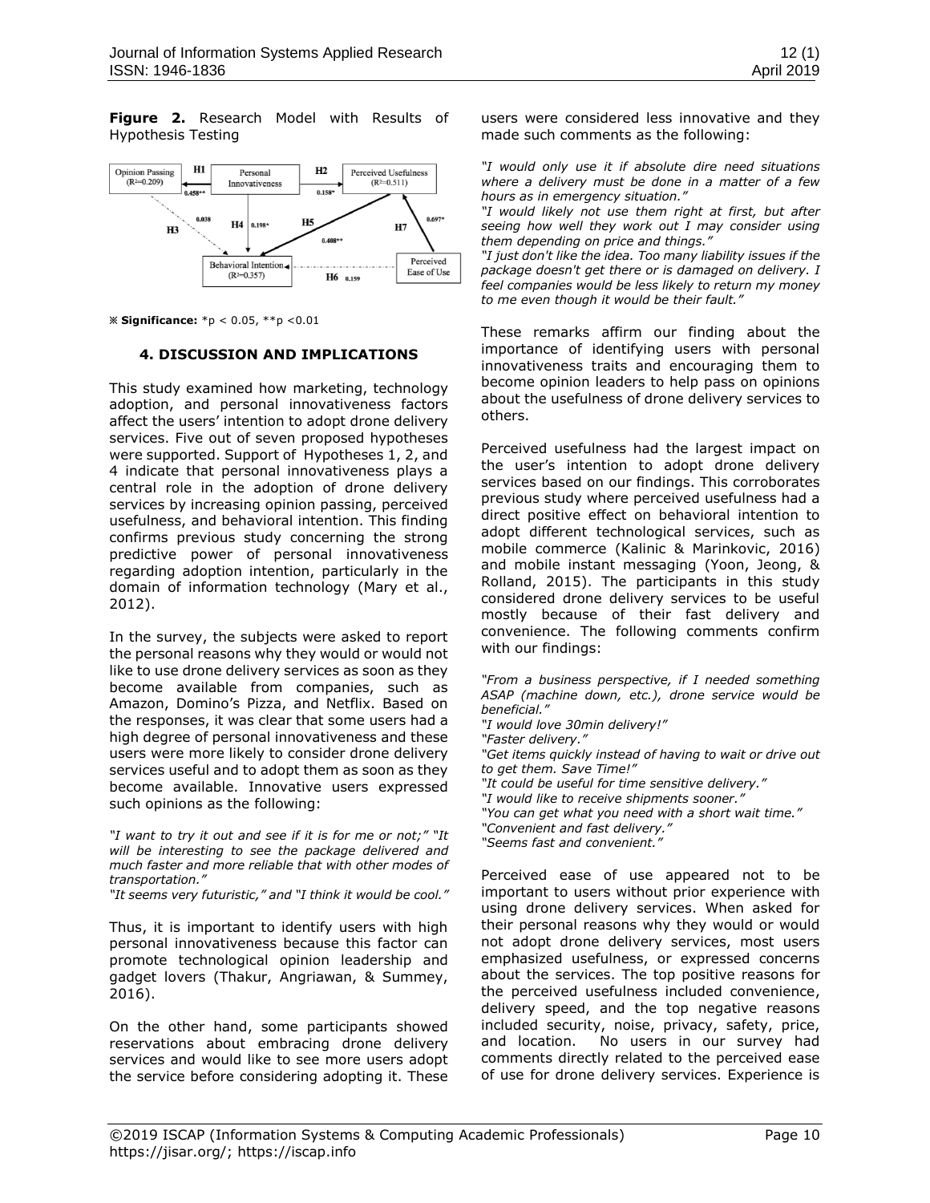**Figure 2.** Research Model with Results of Hypothesis Testing

※ **Significance:** $*p < 0.05$, $**p < 0.01$

### 4. DISCUSSION AND IMPLICATIONS

This study examined how marketing, technology adoption, and personal innovativeness factors affect the users' intention to adopt drone delivery services. Five out of seven proposed hypotheses were supported. Support of Hypotheses 1, 2, and 4 indicate that personal innovativeness plays a central role in the adoption of drone delivery services by increasing opinion passing, perceived usefulness, and behavioral intention. This finding confirms previous study concerning the strong predictive power of personal innovativeness regarding adoption intention, particularly in the domain of information technology (Mary et al., 2012).

In the survey, the subjects were asked to report the personal reasons why they would or would not like to use drone delivery services as soon as they become available from companies, such as Amazon, Domino's Pizza, and Netflix. Based on the responses, it was clear that some users had a high degree of personal innovativeness and these users were more likely to consider drone delivery services useful and to adopt them as soon as they become available. Innovative users expressed such opinions as the following:

*"I want to try it out and see if it is for me or not;" "It will be interesting to see the package delivered and much faster and more reliable that with other modes of transportation."*
*"It seems very futuristic," and "I think it would be cool."*

Thus, it is important to identify users with high personal innovativeness because this factor can promote technological opinion leadership and gadget lovers (Thakur, Angriawan, & Summey, 2016).

On the other hand, some participants showed reservations about embracing drone delivery services and would like to see more users adopt the service before considering adopting it. These users were considered less innovative and they made such comments as the following:

*"I would only use it if absolute dire need situations where a delivery must be done in a matter of a few hours as in emergency situation."*
*"I would likely not use them right at first, but after seeing how well they work out I may consider using them depending on price and things."*
*"I just don't like the idea. Too many liability issues if the package doesn't get there or is damaged on delivery. I feel companies would be less likely to return my money to me even though it would be their fault."*

These remarks affirm our finding about the importance of identifying users with personal innovativeness traits and encouraging them to become opinion leaders to help pass on opinions about the usefulness of drone delivery services to others.

Perceived usefulness had the largest impact on the user's intention to adopt drone delivery services based on our findings. This corroborates previous study where perceived usefulness had a direct positive effect on behavioral intention to adopt different technological services, such as mobile commerce (Kalinic & Marinkovic, 2016) and mobile instant messaging (Yoon, Jeong, & Rolland, 2015). The participants in this study considered drone delivery services to be useful mostly because of their fast delivery and convenience. The following comments confirm with our findings:

*"From a business perspective, if I needed something ASAP (machine down, etc.), drone service would be beneficial."*
*"I would love 30min delivery!"*
*"Faster delivery."*
*"Get items quickly instead of having to wait or drive out to get them. Save Time!"*
*"It could be useful for time sensitive delivery."*
*"I would like to receive shipments sooner."*
*"You can get what you need with a short wait time."*
*"Convenient and fast delivery."*
*"Seems fast and convenient."*

Perceived ease of use appeared not to be important to users without prior experience with using drone delivery services. When asked for their personal reasons why they would or would not adopt drone delivery services, most users emphasized usefulness, or expressed concerns about the services. The top positive reasons for the perceived usefulness included convenience, delivery speed, and the top negative reasons included security, noise, privacy, safety, price, and location. No users in our survey had comments directly related to the perceived ease of use for drone delivery services. Experience is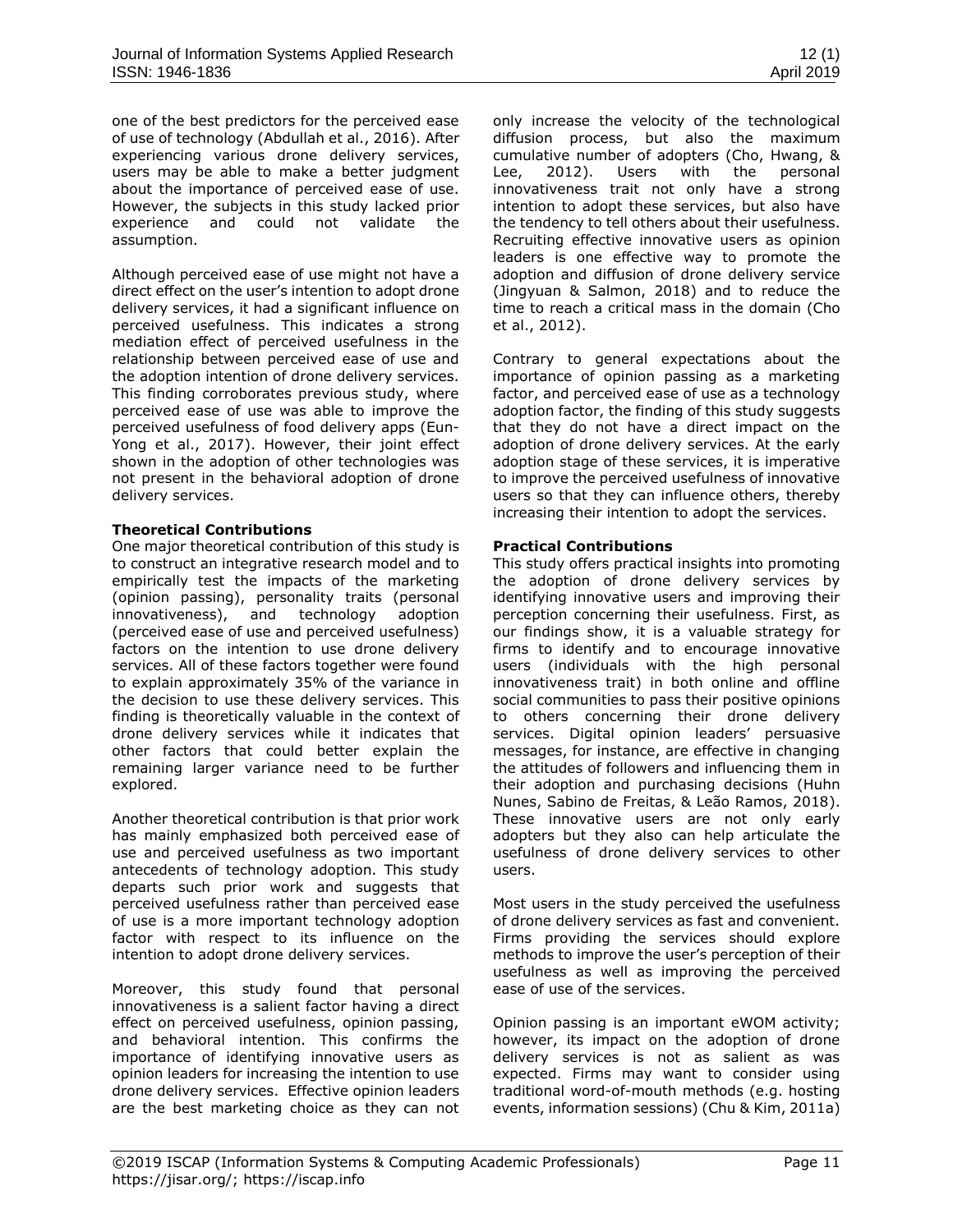one of the best predictors for the perceived ease of use of technology (Abdullah et al., 2016). After experiencing various drone delivery services, users may be able to make a better judgment about the importance of perceived ease of use. However, the subjects in this study lacked prior experience and could not validate the assumption.

Although perceived ease of use might not have a direct effect on the user's intention to adopt drone delivery services, it had a significant influence on perceived usefulness. This indicates a strong mediation effect of perceived usefulness in the relationship between perceived ease of use and the adoption intention of drone delivery services. This finding corroborates previous study, where perceived ease of use was able to improve the perceived usefulness of food delivery apps (Eun-Yong et al., 2017). However, their joint effect shown in the adoption of other technologies was not present in the behavioral adoption of drone delivery services.

**Theoretical Contributions**

One major theoretical contribution of this study is to construct an integrative research model and to empirically test the impacts of the marketing (opinion passing), personality traits (personal innovativeness), and technology adoption (perceived ease of use and perceived usefulness) factors on the intention to use drone delivery services. All of these factors together were found to explain approximately 35% of the variance in the decision to use these delivery services. This finding is theoretically valuable in the context of drone delivery services while it indicates that other factors that could better explain the remaining larger variance need to be further explored.

Another theoretical contribution is that prior work has mainly emphasized both perceived ease of use and perceived usefulness as two important antecedents of technology adoption. This study departs such prior work and suggests that perceived usefulness rather than perceived ease of use is a more important technology adoption factor with respect to its influence on the intention to adopt drone delivery services.

Moreover, this study found that personal innovativeness is a salient factor having a direct effect on perceived usefulness, opinion passing, and behavioral intention. This confirms the importance of identifying innovative users as opinion leaders for increasing the intention to use drone delivery services. Effective opinion leaders are the best marketing choice as they can not only increase the velocity of the technological diffusion process, but also the maximum cumulative number of adopters (Cho, Hwang, & Lee, 2012). Users with the personal innovativeness trait not only have a strong intention to adopt these services, but also have the tendency to tell others about their usefulness. Recruiting effective innovative users as opinion leaders is one effective way to promote the adoption and diffusion of drone delivery service (Jingyuan & Salmon, 2018) and to reduce the time to reach a critical mass in the domain (Cho et al., 2012).

Contrary to general expectations about the importance of opinion passing as a marketing factor, and perceived ease of use as a technology adoption factor, the finding of this study suggests that they do not have a direct impact on the adoption of drone delivery services. At the early adoption stage of these services, it is imperative to improve the perceived usefulness of innovative users so that they can influence others, thereby increasing their intention to adopt the services.

**Practical Contributions**

This study offers practical insights into promoting the adoption of drone delivery services by identifying innovative users and improving their perception concerning their usefulness. First, as our findings show, it is a valuable strategy for firms to identify and to encourage innovative users (individuals with the high personal innovativeness trait) in both online and offline social communities to pass their positive opinions to others concerning their drone delivery services. Digital opinion leaders' persuasive messages, for instance, are effective in changing the attitudes of followers and influencing them in their adoption and purchasing decisions (Huhn Nunes, Sabino de Freitas, & Leão Ramos, 2018). These innovative users are not only early adopters but they also can help articulate the usefulness of drone delivery services to other users.

Most users in the study perceived the usefulness of drone delivery services as fast and convenient. Firms providing the services should explore methods to improve the user's perception of their usefulness as well as improving the perceived ease of use of the services.

Opinion passing is an important eWOM activity; however, its impact on the adoption of drone delivery services is not as salient as was expected. Firms may want to consider using traditional word-of-mouth methods (e.g. hosting events, information sessions) (Chu & Kim, 2011a)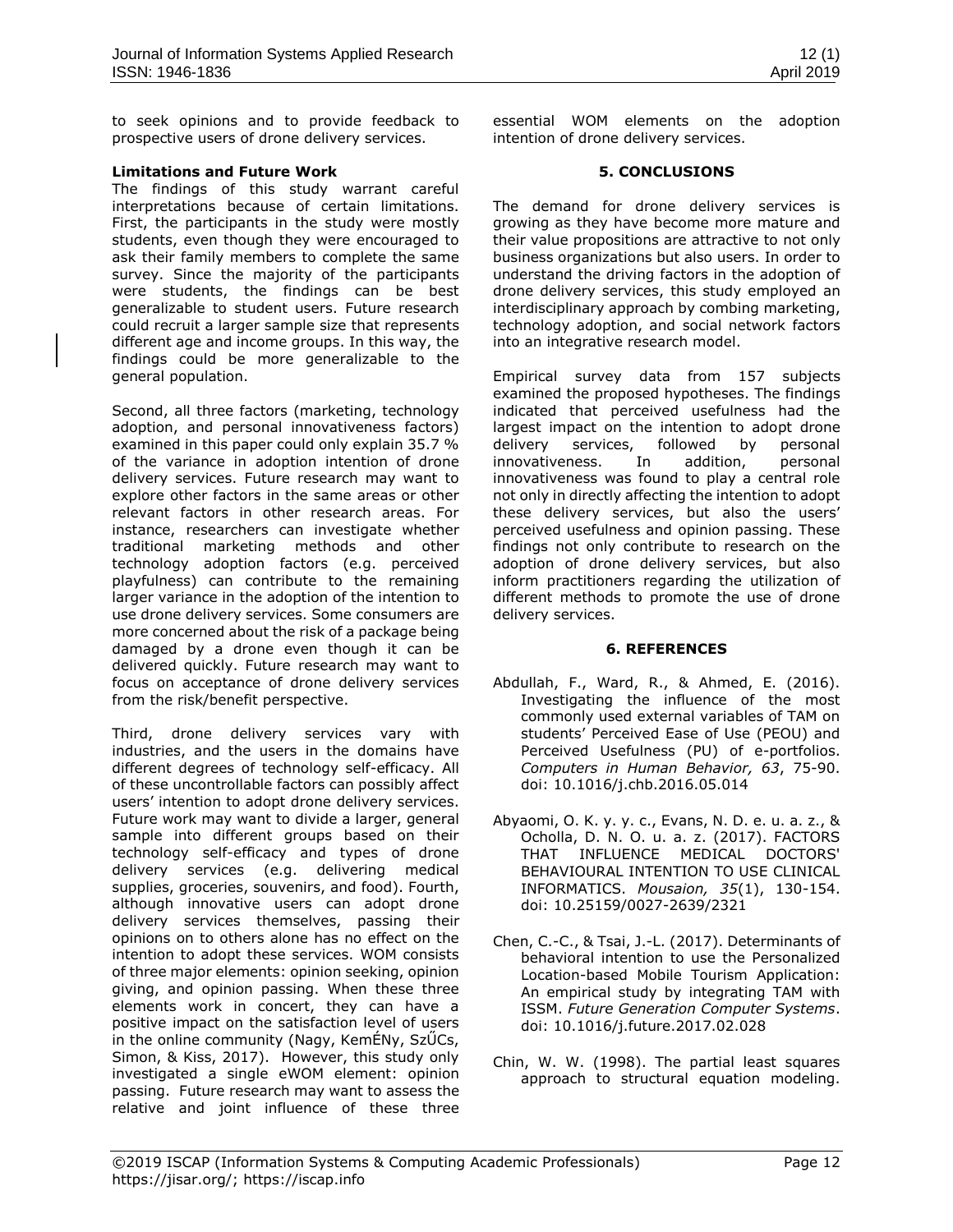to seek opinions and to provide feedback to prospective users of drone delivery services.

### Limitations and Future Work

The findings of this study warrant careful interpretations because of certain limitations. First, the participants in the study were mostly students, even though they were encouraged to ask their family members to complete the same survey. Since the majority of the participants were students, the findings can be best generalizable to student users. Future research could recruit a larger sample size that represents different age and income groups. In this way, the findings could be more generalizable to the general population.

Second, all three factors (marketing, technology adoption, and personal innovativeness factors) examined in this paper could only explain 35.7 % of the variance in adoption intention of drone delivery services. Future research may want to explore other factors in the same areas or other relevant factors in other research areas. For instance, researchers can investigate whether traditional marketing methods and other technology adoption factors (e.g. perceived playfulness) can contribute to the remaining larger variance in the adoption of the intention to use drone delivery services. Some consumers are more concerned about the risk of a package being damaged by a drone even though it can be delivered quickly. Future research may want to focus on acceptance of drone delivery services from the risk/benefit perspective.

Third, drone delivery services vary with industries, and the users in the domains have different degrees of technology self-efficacy. All of these uncontrollable factors can possibly affect users' intention to adopt drone delivery services. Future work may want to divide a larger, general sample into different groups based on their technology self-efficacy and types of drone delivery services (e.g. delivering medical supplies, groceries, souvenirs, and food). Fourth, although innovative users can adopt drone delivery services themselves, passing their opinions on to others alone has no effect on the intention to adopt these services. WOM consists of three major elements: opinion seeking, opinion giving, and opinion passing. When these three elements work in concert, they can have a positive impact on the satisfaction level of users in the online community (Nagy, KemÉNy, SzŰCs, Simon, & Kiss, 2017). However, this study only investigated a single eWOM element: opinion passing. Future research may want to assess the relative and joint influence of these three essential WOM elements on the adoption intention of drone delivery services.

## 5. CONCLUSIONS

The demand for drone delivery services is growing as they have become more mature and their value propositions are attractive to not only business organizations but also users. In order to understand the driving factors in the adoption of drone delivery services, this study employed an interdisciplinary approach by combing marketing, technology adoption, and social network factors into an integrative research model.

Empirical survey data from 157 subjects examined the proposed hypotheses. The findings indicated that perceived usefulness had the largest impact on the intention to adopt drone delivery services, followed by personal innovativeness. In addition, personal innovativeness was found to play a central role not only in directly affecting the intention to adopt these delivery services, but also the users' perceived usefulness and opinion passing. These findings not only contribute to research on the adoption of drone delivery services, but also inform practitioners regarding the utilization of different methods to promote the use of drone delivery services.

## 6. REFERENCES

Abdullah, F., Ward, R., & Ahmed, E. (2016). Investigating the influence of the most commonly used external variables of TAM on students' Perceived Ease of Use (PEOU) and Perceived Usefulness (PU) of e-portfolios. *Computers in Human Behavior, 63*, 75-90. doi: 10.1016/j.chb.2016.05.014

Abyaomi, O. K. y. y. c., Evans, N. D. e. u. a. z., & Ocholla, D. N. O. u. a. z. (2017). FACTORS THAT INFLUENCE MEDICAL DOCTORS' BEHAVIOURAL INTENTION TO USE CLINICAL INFORMATICS. *Mousaion, 35*(1), 130-154. doi: 10.25159/0027-2639/2321

Chen, C.-C., & Tsai, J.-L. (2017). Determinants of behavioral intention to use the Personalized Location-based Mobile Tourism Application: An empirical study by integrating TAM with ISSM. *Future Generation Computer Systems*. doi: 10.1016/j.future.2017.02.028

Chin, W. W. (1998). The partial least squares approach to structural equation modeling.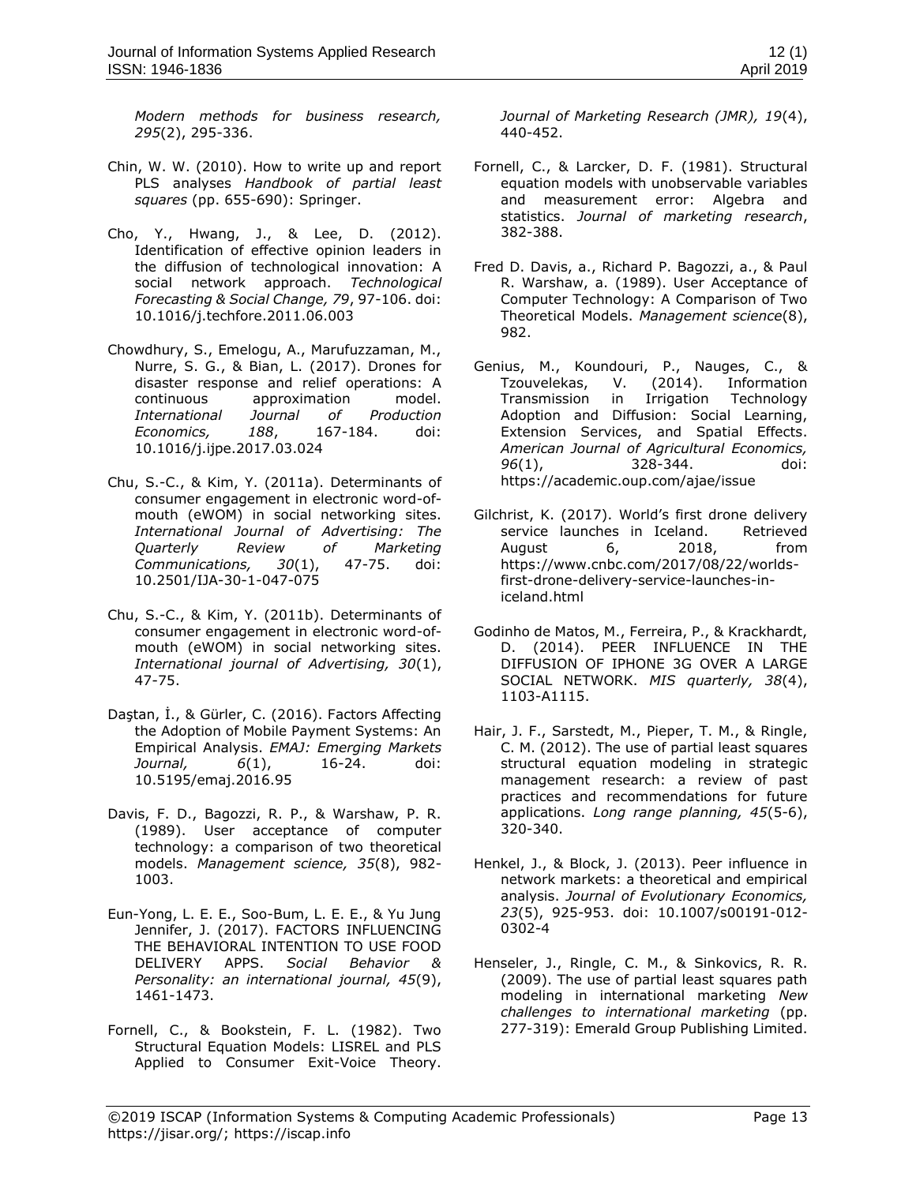*Modern methods for business research, 295*(2), 295-336.

Chin, W. W. (2010). How to write up and report PLS analyses *Handbook of partial least squares* (pp. 655-690): Springer.

Cho, Y., Hwang, J., & Lee, D. (2012). Identification of effective opinion leaders in the diffusion of technological innovation: A social network approach. *Technological Forecasting & Social Change, 79*, 97-106. doi: 10.1016/j.techfore.2011.06.003

Chowdhury, S., Emelogu, A., Marufuzzaman, M., Nurre, S. G., & Bian, L. (2017). Drones for disaster response and relief operations: A continuous approximation model. *International Journal of Production Economics, 188*, 167-184. doi: 10.1016/j.ijpe.2017.03.024

Chu, S.-C., & Kim, Y. (2011a). Determinants of consumer engagement in electronic word-of-mouth (eWOM) in social networking sites. *International Journal of Advertising: The Quarterly Review of Marketing Communications, 30*(1), 47-75. doi: 10.2501/IJA-30-1-047-075

Chu, S.-C., & Kim, Y. (2011b). Determinants of consumer engagement in electronic word-of-mouth (eWOM) in social networking sites. *International journal of Advertising, 30*(1), 47-75.

Daştan, İ., & Gürler, C. (2016). Factors Affecting the Adoption of Mobile Payment Systems: An Empirical Analysis. *EMAJ: Emerging Markets Journal, 6*(1), 16-24. doi: 10.5195/emaj.2016.95

Davis, F. D., Bagozzi, R. P., & Warshaw, P. R. (1989). User acceptance of computer technology: a comparison of two theoretical models. *Management science, 35*(8), 982-1003.

Eun-Yong, L. E. E., Soo-Bum, L. E. E., & Yu Jung Jennifer, J. (2017). FACTORS INFLUENCING THE BEHAVIORAL INTENTION TO USE FOOD DELIVERY APPS. *Social Behavior & Personality: an international journal, 45*(9), 1461-1473.

Fornell, C., & Bookstein, F. L. (1982). Two Structural Equation Models: LISREL and PLS Applied to Consumer Exit-Voice Theory. *Journal of Marketing Research (JMR), 19*(4), 440-452.

Fornell, C., & Larcker, D. F. (1981). Structural equation models with unobservable variables and measurement error: Algebra and statistics. *Journal of marketing research*, 382-388.

Fred D. Davis, a., Richard P. Bagozzi, a., & Paul R. Warshaw, a. (1989). User Acceptance of Computer Technology: A Comparison of Two Theoretical Models. *Management science*(8), 982.

Genius, M., Koundouri, P., Nauges, C., & Tzouvelekas, V. (2014). Information Transmission in Irrigation Technology Adoption and Diffusion: Social Learning, Extension Services, and Spatial Effects. *American Journal of Agricultural Economics, 96*(1), 328-344. doi: https://academic.oup.com/ajae/issue

Gilchrist, K. (2017). World's first drone delivery service launches in Iceland. Retrieved August 6, 2018, from https://www.cnbc.com/2017/08/22/worlds-first-drone-delivery-service-launches-in-iceland.html

Godinho de Matos, M., Ferreira, P., & Krackhardt, D. (2014). PEER INFLUENCE IN THE DIFFUSION OF IPHONE 3G OVER A LARGE SOCIAL NETWORK. *MIS quarterly, 38*(4), 1103-A1115.

Hair, J. F., Sarstedt, M., Pieper, T. M., & Ringle, C. M. (2012). The use of partial least squares structural equation modeling in strategic management research: a review of past practices and recommendations for future applications. *Long range planning, 45*(5-6), 320-340.

Henkel, J., & Block, J. (2013). Peer influence in network markets: a theoretical and empirical analysis. *Journal of Evolutionary Economics, 23*(5), 925-953. doi: 10.1007/s00191-012-0302-4

Henseler, J., Ringle, C. M., & Sinkovics, R. R. (2009). The use of partial least squares path modeling in international marketing *New challenges to international marketing* (pp. 277-319): Emerald Group Publishing Limited.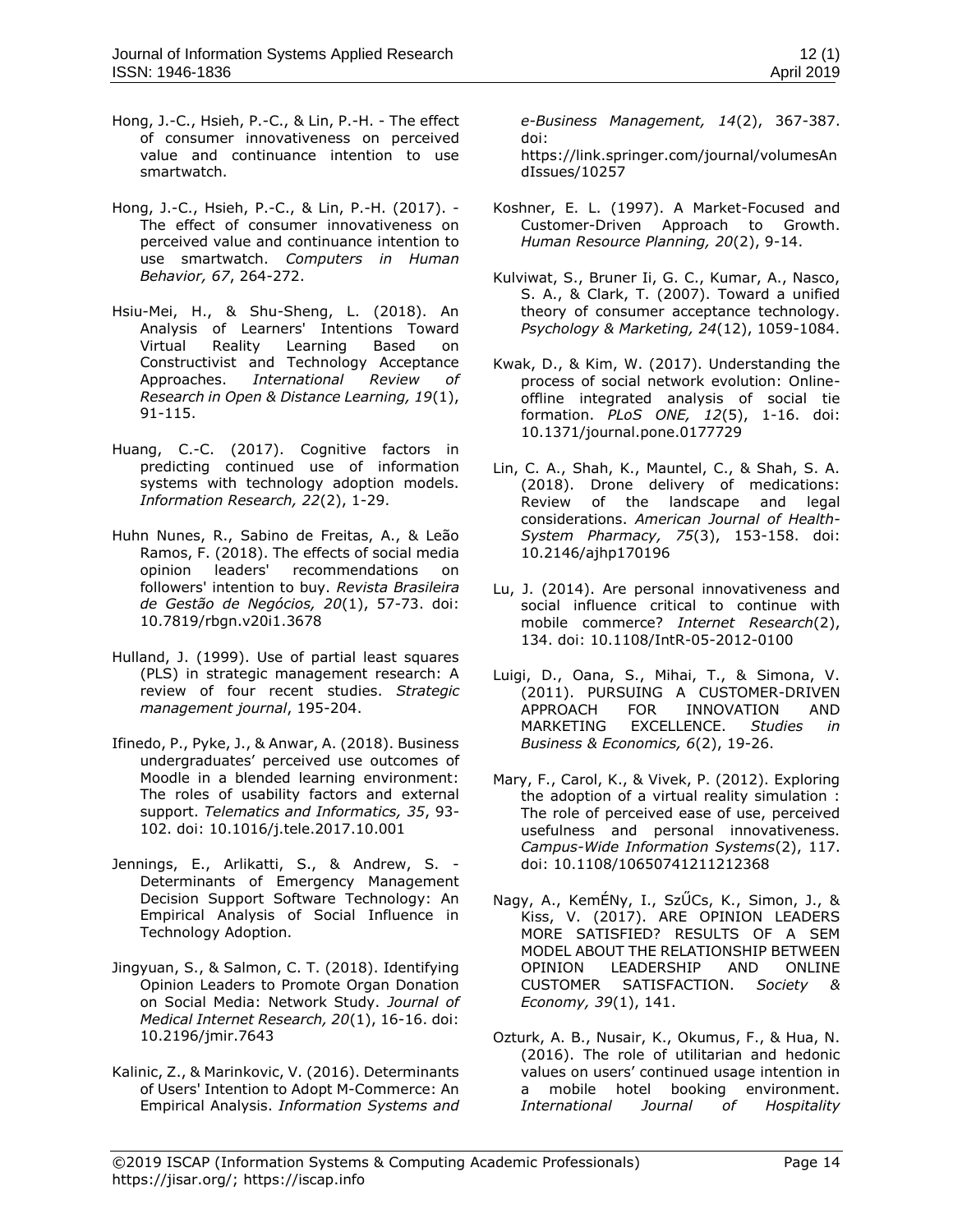Hong, J.-C., Hsieh, P.-C., & Lin, P.-H. - The effect of consumer innovativeness on perceived value and continuance intention to use smartwatch.

Hong, J.-C., Hsieh, P.-C., & Lin, P.-H. (2017). - The effect of consumer innovativeness on perceived value and continuance intention to use smartwatch. *Computers in Human Behavior, 67*, 264-272.

Hsiu-Mei, H., & Shu-Sheng, L. (2018). An Analysis of Learners' Intentions Toward Virtual Reality Learning Based on Constructivist and Technology Acceptance Approaches. *International Review of Research in Open & Distance Learning, 19*(1), 91-115.

Huang, C.-C. (2017). Cognitive factors in predicting continued use of information systems with technology adoption models. *Information Research, 22*(2), 1-29.

Huhn Nunes, R., Sabino de Freitas, A., & Leão Ramos, F. (2018). The effects of social media opinion leaders' recommendations on followers' intention to buy. *Revista Brasileira de Gestão de Negócios, 20*(1), 57-73. doi: 10.7819/rbgn.v20i1.3678

Hulland, J. (1999). Use of partial least squares (PLS) in strategic management research: A review of four recent studies. *Strategic management journal*, 195-204.

Ifinedo, P., Pyke, J., & Anwar, A. (2018). Business undergraduates' perceived use outcomes of Moodle in a blended learning environment: The roles of usability factors and external support. *Telematics and Informatics, 35*, 93-102. doi: 10.1016/j.tele.2017.10.001

Jennings, E., Arlikatti, S., & Andrew, S. - Determinants of Emergency Management Decision Support Software Technology: An Empirical Analysis of Social Influence in Technology Adoption.

Jingyuan, S., & Salmon, C. T. (2018). Identifying Opinion Leaders to Promote Organ Donation on Social Media: Network Study. *Journal of Medical Internet Research, 20*(1), 16-16. doi: 10.2196/jmir.7643

Kalinic, Z., & Marinkovic, V. (2016). Determinants of Users' Intention to Adopt M-Commerce: An Empirical Analysis. *Information Systems and e-Business Management, 14*(2), 367-387. doi: https://link.springer.com/journal/volumesAndIssues/10257

Koshner, E. L. (1997). A Market-Focused and Customer-Driven Approach to Growth. *Human Resource Planning, 20*(2), 9-14.

Kulviwat, S., Bruner Ii, G. C., Kumar, A., Nasco, S. A., & Clark, T. (2007). Toward a unified theory of consumer acceptance technology. *Psychology & Marketing, 24*(12), 1059-1084.

Kwak, D., & Kim, W. (2017). Understanding the process of social network evolution: Online-offline integrated analysis of social tie formation. *PLoS ONE, 12*(5), 1-16. doi: 10.1371/journal.pone.0177729

Lin, C. A., Shah, K., Mauntel, C., & Shah, S. A. (2018). Drone delivery of medications: Review of the landscape and legal considerations. *American Journal of Health-System Pharmacy, 75*(3), 153-158. doi: 10.2146/ajhp170196

Lu, J. (2014). Are personal innovativeness and social influence critical to continue with mobile commerce? *Internet Research*(2), 134. doi: 10.1108/IntR-05-2012-0100

Luigi, D., Oana, S., Mihai, T., & Simona, V. (2011). PURSUING A CUSTOMER-DRIVEN APPROACH FOR INNOVATION AND MARKETING EXCELLENCE. *Studies in Business & Economics, 6*(2), 19-26.

Mary, F., Carol, K., & Vivek, P. (2012). Exploring the adoption of a virtual reality simulation : The role of perceived ease of use, perceived usefulness and personal innovativeness. *Campus-Wide Information Systems*(2), 117. doi: 10.1108/10650741211212368

Nagy, A., KemÉNy, I., SzŰCs, K., Simon, J., & Kiss, V. (2017). ARE OPINION LEADERS MORE SATISFIED? RESULTS OF A SEM MODEL ABOUT THE RELATIONSHIP BETWEEN OPINION LEADERSHIP AND ONLINE CUSTOMER SATISFACTION. *Society & Economy, 39*(1), 141.

Ozturk, A. B., Nusair, K., Okumus, F., & Hua, N. (2016). The role of utilitarian and hedonic values on users' continued usage intention in a mobile hotel booking environment. *International Journal of Hospitality*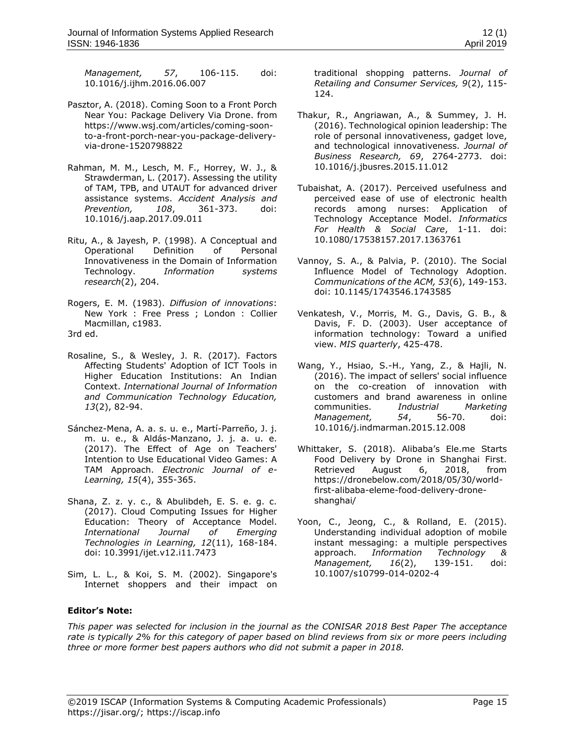*Management, 57*, 106-115. doi: 10.1016/j.ijhm.2016.06.007

Pasztor, A. (2018). Coming Soon to a Front Porch Near You: Package Delivery Via Drone. from https://www.wsj.com/articles/coming-soon-to-a-front-porch-near-you-package-delivery-via-drone-1520798822

Rahman, M. M., Lesch, M. F., Horrey, W. J., & Strawderman, L. (2017). Assessing the utility of TAM, TPB, and UTAUT for advanced driver assistance systems. *Accident Analysis and Prevention, 108*, 361-373. doi: 10.1016/j.aap.2017.09.011

Ritu, A., & Jayesh, P. (1998). A Conceptual and Operational Definition of Personal Innovativeness in the Domain of Information Technology. *Information systems research*(2), 204.

Rogers, E. M. (1983). *Diffusion of innovations*: New York : Free Press ; London : Collier Macmillan, c1983.
3rd ed.

Rosaline, S., & Wesley, J. R. (2017). Factors Affecting Students' Adoption of ICT Tools in Higher Education Institutions: An Indian Context. *International Journal of Information and Communication Technology Education, 13*(2), 82-94.

Sánchez-Mena, A. a. s. u. e., Martí-Parreño, J. j. m. u. e., & Aldás-Manzano, J. j. a. u. e. (2017). The Effect of Age on Teachers' Intention to Use Educational Video Games: A TAM Approach. *Electronic Journal of e-Learning, 15*(4), 355-365.

Shana, Z. z. y. c., & Abulibdeh, E. S. e. g. c. (2017). Cloud Computing Issues for Higher Education: Theory of Acceptance Model. *International Journal of Emerging Technologies in Learning, 12*(11), 168-184. doi: 10.3991/ijet.v12.i11.7473

Sim, L. L., & Koi, S. M. (2002). Singapore's Internet shoppers and their impact on traditional shopping patterns. *Journal of Retailing and Consumer Services, 9*(2), 115-124.

Thakur, R., Angriawan, A., & Summey, J. H. (2016). Technological opinion leadership: The role of personal innovativeness, gadget love, and technological innovativeness. *Journal of Business Research, 69*, 2764-2773. doi: 10.1016/j.jbusres.2015.11.012

Tubaishat, A. (2017). Perceived usefulness and perceived ease of use of electronic health records among nurses: Application of Technology Acceptance Model. *Informatics For Health & Social Care*, 1-11. doi: 10.1080/17538157.2017.1363761

Vannoy, S. A., & Palvia, P. (2010). The Social Influence Model of Technology Adoption. *Communications of the ACM, 53*(6), 149-153. doi: 10.1145/1743546.1743585

Venkatesh, V., Morris, M. G., Davis, G. B., & Davis, F. D. (2003). User acceptance of information technology: Toward a unified view. *MIS quarterly*, 425-478.

Wang, Y., Hsiao, S.-H., Yang, Z., & Hajli, N. (2016). The impact of sellers' social influence on the co-creation of innovation with customers and brand awareness in online communities. *Industrial Marketing Management, 54*, 56-70. doi: 10.1016/j.indmarman.2015.12.008

Whittaker, S. (2018). Alibaba's Ele.me Starts Food Delivery by Drone in Shanghai First. Retrieved August 6, 2018, from https://dronebelow.com/2018/05/30/world-first-alibaba-eleme-food-delivery-drone-shanghai/

Yoon, C., Jeong, C., & Rolland, E. (2015). Understanding individual adoption of mobile instant messaging: a multiple perspectives approach. *Information Technology & Management, 16*(2), 139-151. doi: 10.1007/s10799-014-0202-4

**Editor's Note:**

*This paper was selected for inclusion in the journal as the CONISAR 2018 Best Paper The acceptance rate is typically 2% for this category of paper based on blind reviews from six or more peers including three or more former best papers authors who did not submit a paper in 2018.*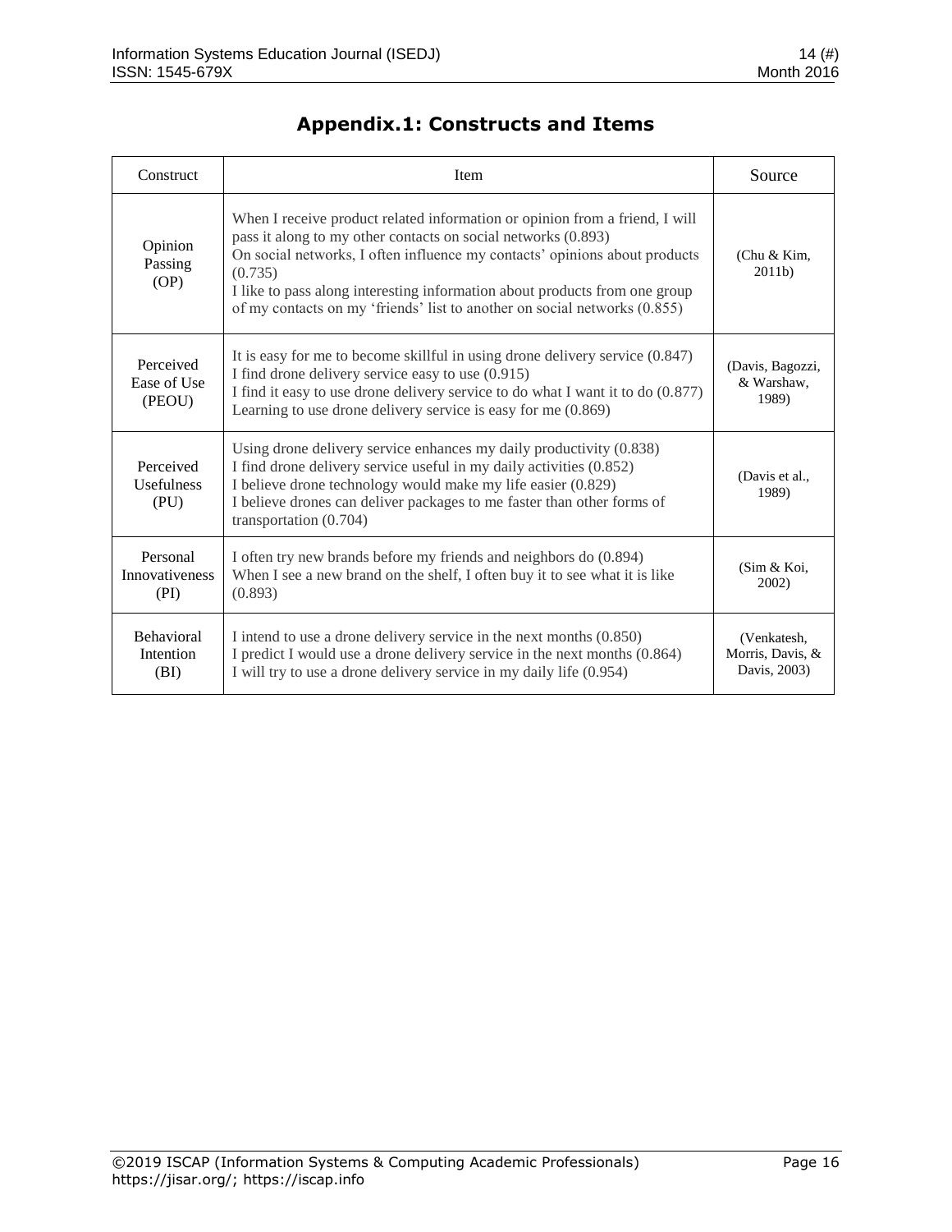## Appendix.1: Constructs and Items

| Construct | Item | Source |
| --- | --- | --- |
| Opinion Passing (OP) | When I receive product related information or opinion from a friend, I will pass it along to my other contacts on social networks (0.893)<br>On social networks, I often influence my contacts' opinions about products (0.735)<br>I like to pass along interesting information about products from one group of my contacts on my 'friends' list to another on social networks (0.855) | (Chu & Kim, 2011b) |
| Perceived Ease of Use (PEOU) | It is easy for me to become skillful in using drone delivery service (0.847)<br>I find drone delivery service easy to use (0.915)<br>I find it easy to use drone delivery service to do what I want it to do (0.877)<br>Learning to use drone delivery service is easy for me (0.869) | (Davis, Bagozzi, & Warshaw, 1989) |
| Perceived Usefulness (PU) | Using drone delivery service enhances my daily productivity (0.838)<br>I find drone delivery service useful in my daily activities (0.852)<br>I believe drone technology would make my life easier (0.829)<br>I believe drones can deliver packages to me faster than other forms of transportation (0.704) | (Davis et al., 1989) |
| Personal Innovativeness (PI) | I often try new brands before my friends and neighbors do (0.894)<br>When I see a new brand on the shelf, I often buy it to see what it is like (0.893) | (Sim & Koi, 2002) |
| Behavioral Intention (BI) | I intend to use a drone delivery service in the next months (0.850)<br>I predict I would use a drone delivery service in the next months (0.864)<br>I will try to use a drone delivery service in my daily life (0.954) | (Venkatesh, Morris, Davis, & Davis, 2003) |